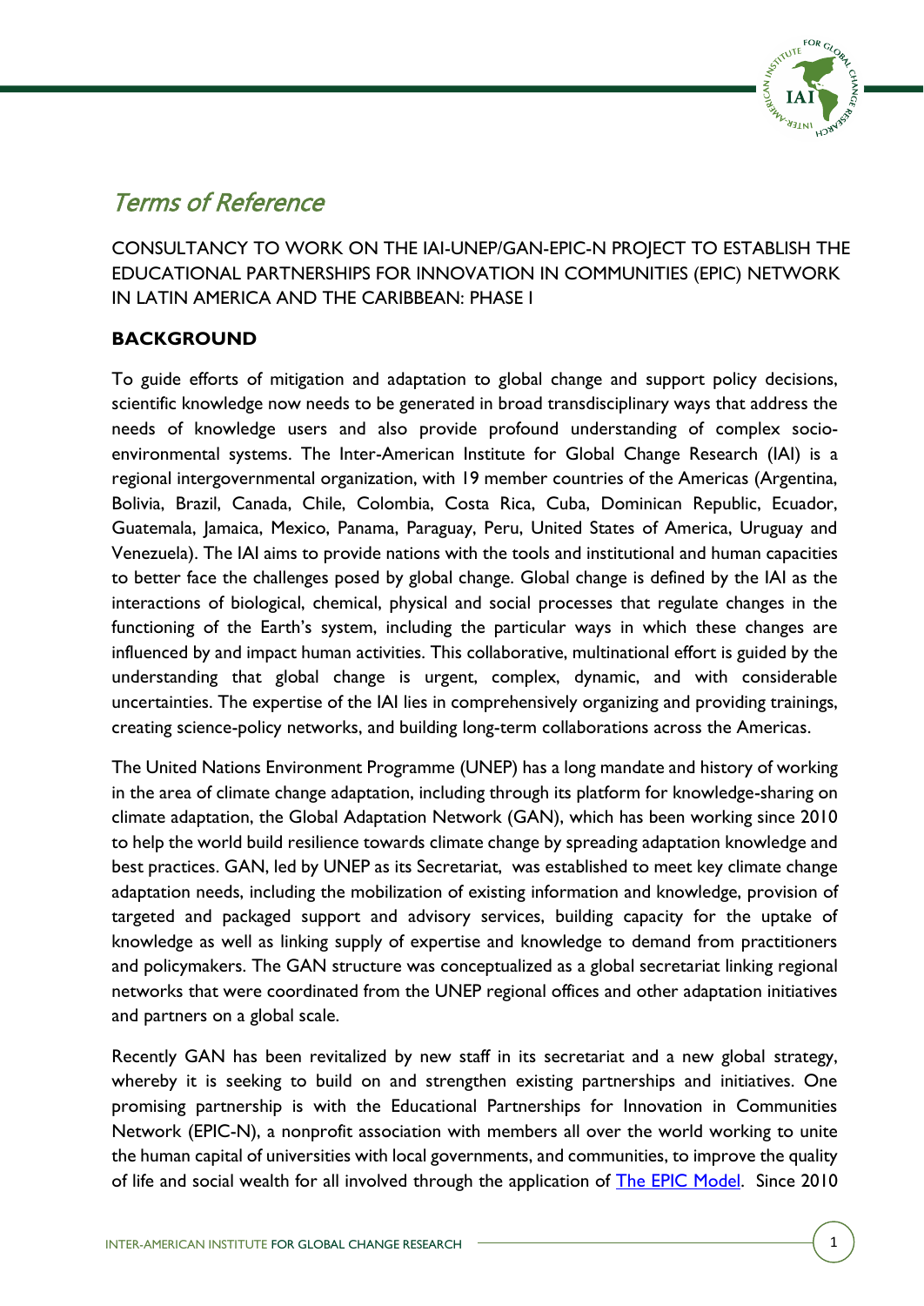# *Terms of Reference*

CONSULTANCY TO WORK ON THE IAI-UNEP/GAN-EPIC-N PROJECT TO ESTABLISH THE EDUCATIONAL PARTNERSHIPS FOR INNOVATION IN COMMUNITIES (EPIC) NETWORK IN LATIN AMERICA AND THE CARIBBEAN: PHASE I

## BACKGROUND

To guide efforts of mitigation and adaptation to global change and support policy decisions, scientific knowledge now needs to be generated in broad transdisciplinary ways that address the needs of knowledge users and also provide profound understanding of complex socio-environmental systems. The Inter-American Institute for Global Change Research (IAI) is a regional intergovernmental organization, with 19 member countries of the Americas (Argentina, Bolivia, Brazil, Canada, Chile, Colombia, Costa Rica, Cuba, Dominican Republic, Ecuador, Guatemala, Jamaica, Mexico, Panama, Paraguay, Peru, United States of America, Uruguay and Venezuela). The IAI aims to provide nations with the tools and institutional and human capacities to better face the challenges posed by global change. Global change is defined by the IAI as the interactions of biological, chemical, physical and social processes that regulate changes in the functioning of the Earth's system, including the particular ways in which these changes are influenced by and impact human activities. This collaborative, multinational effort is guided by the understanding that global change is urgent, complex, dynamic, and with considerable uncertainties. The expertise of the IAI lies in comprehensively organizing and providing trainings, creating science-policy networks, and building long-term collaborations across the Americas.

The United Nations Environment Programme (UNEP) has a long mandate and history of working in the area of climate change adaptation, including through its platform for knowledge-sharing on climate adaptation, the Global Adaptation Network (GAN), which has been working since 2010 to help the world build resilience towards climate change by spreading adaptation knowledge and best practices. GAN, led by UNEP as its Secretariat, was established to meet key climate change adaptation needs, including the mobilization of existing information and knowledge, provision of targeted and packaged support and advisory services, building capacity for the uptake of knowledge as well as linking supply of expertise and knowledge to demand from practitioners and policymakers. The GAN structure was conceptualized as a global secretariat linking regional networks that were coordinated from the UNEP regional offices and other adaptation initiatives and partners on a global scale.

Recently GAN has been revitalized by new staff in its secretariat and a new global strategy, whereby it is seeking to build on and strengthen existing partnerships and initiatives. One promising partnership is with the Educational Partnerships for Innovation in Communities Network (EPIC-N), a nonprofit association with members all over the world working to unite the human capital of universities with local governments, and communities, to improve the quality of life and social wealth for all involved through the application of [The EPIC Model](). Since 2010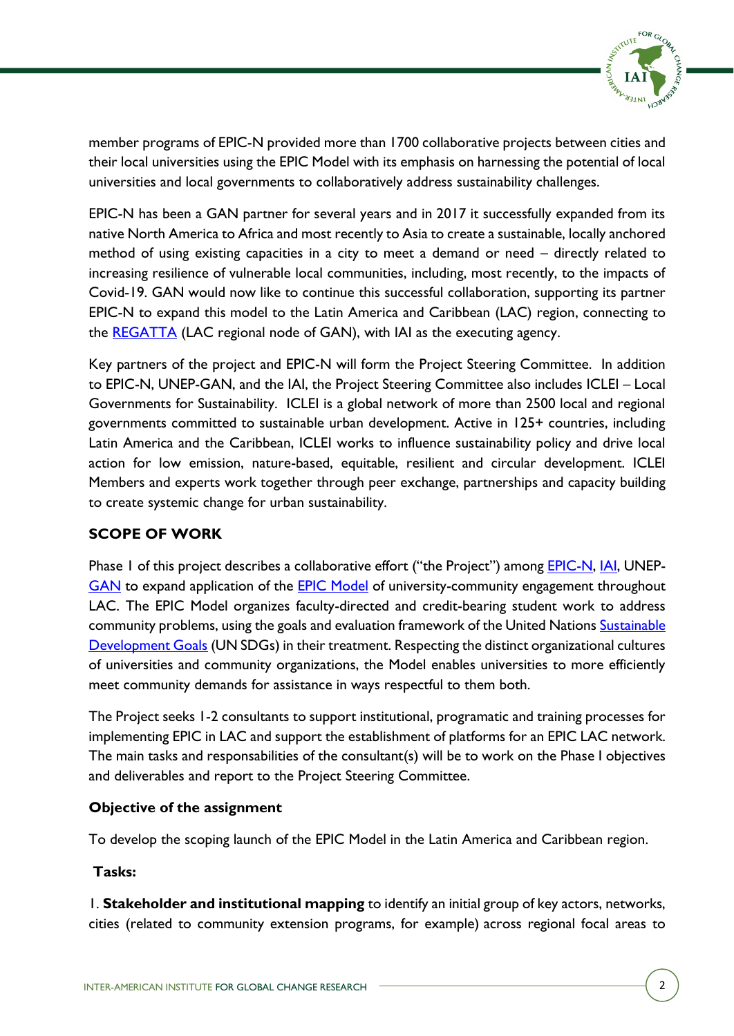member programs of EPIC-N provided more than 1700 collaborative projects between cities and their local universities using the EPIC Model with its emphasis on harnessing the potential of local universities and local governments to collaboratively address sustainability challenges.

EPIC-N has been a GAN partner for several years and in 2017 it successfully expanded from its native North America to Africa and most recently to Asia to create a sustainable, locally anchored method of using existing capacities in a city to meet a demand or need – directly related to increasing resilience of vulnerable local communities, including, most recently, to the impacts of Covid-19. GAN would now like to continue this successful collaboration, supporting its partner EPIC-N to expand this model to the Latin America and Caribbean (LAC) region, connecting to the REGATTA (LAC regional node of GAN), with IAI as the executing agency.

Key partners of the project and EPIC-N will form the Project Steering Committee. In addition to EPIC-N, UNEP-GAN, and the IAI, the Project Steering Committee also includes ICLEI – Local Governments for Sustainability. ICLEI is a global network of more than 2500 local and regional governments committed to sustainable urban development. Active in 125+ countries, including Latin America and the Caribbean, ICLEI works to influence sustainability policy and drive local action for low emission, nature-based, equitable, resilient and circular development. ICLEI Members and experts work together through peer exchange, partnerships and capacity building to create systemic change for urban sustainability.

## SCOPE OF WORK

Phase I of this project describes a collaborative effort ("the Project") among EPIC-N, IAI, UNEP-GAN to expand application of the EPIC Model of university-community engagement throughout LAC. The EPIC Model organizes faculty-directed and credit-bearing student work to address community problems, using the goals and evaluation framework of the United Nations Sustainable Development Goals (UN SDGs) in their treatment. Respecting the distinct organizational cultures of universities and community organizations, the Model enables universities to more efficiently meet community demands for assistance in ways respectful to them both.

The Project seeks 1-2 consultants to support institutional, programatic and training processes for implementing EPIC in LAC and support the establishment of platforms for an EPIC LAC network. The main tasks and responsabilities of the consultant(s) will be to work on the Phase I objectives and deliverables and report to the Project Steering Committee.

### Objective of the assignment

To develop the scoping launch of the EPIC Model in the Latin America and Caribbean region.

### Tasks:

1. **Stakeholder and institutional mapping** to identify an initial group of key actors, networks, cities (related to community extension programs, for example) across regional focal areas to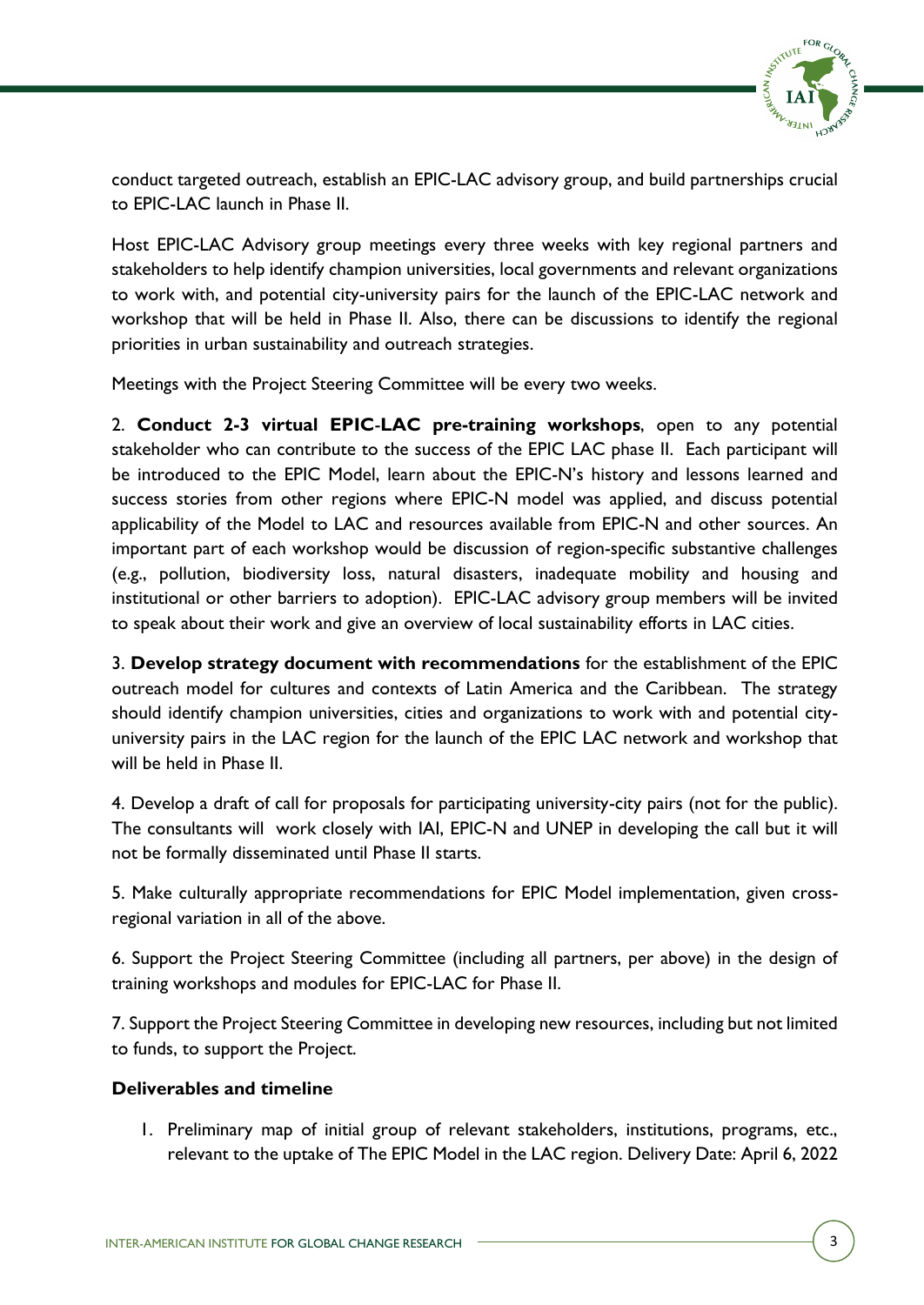conduct targeted outreach, establish an EPIC-LAC advisory group, and build partnerships crucial to EPIC-LAC launch in Phase II.

Host EPIC-LAC Advisory group meetings every three weeks with key regional partners and stakeholders to help identify champion universities, local governments and relevant organizations to work with, and potential city-university pairs for the launch of the EPIC-LAC network and workshop that will be held in Phase II. Also, there can be discussions to identify the regional priorities in urban sustainability and outreach strategies.

Meetings with the Project Steering Committee will be every two weeks.

2. **Conduct 2-3 virtual EPIC-LAC pre-training workshops**, open to any potential stakeholder who can contribute to the success of the EPIC LAC phase II. Each participant will be introduced to the EPIC Model, learn about the EPIC-N's history and lessons learned and success stories from other regions where EPIC-N model was applied, and discuss potential applicability of the Model to LAC and resources available from EPIC-N and other sources. An important part of each workshop would be discussion of region-specific substantive challenges (e.g., pollution, biodiversity loss, natural disasters, inadequate mobility and housing and institutional or other barriers to adoption). EPIC-LAC advisory group members will be invited to speak about their work and give an overview of local sustainability efforts in LAC cities.

3. **Develop strategy document with recommendations** for the establishment of the EPIC outreach model for cultures and contexts of Latin America and the Caribbean. The strategy should identify champion universities, cities and organizations to work with and potential city-university pairs in the LAC region for the launch of the EPIC LAC network and workshop that will be held in Phase II.

4. Develop a draft of call for proposals for participating university-city pairs (not for the public). The consultants will work closely with IAI, EPIC-N and UNEP in developing the call but it will not be formally disseminated until Phase II starts.

5. Make culturally appropriate recommendations for EPIC Model implementation, given cross-regional variation in all of the above.

6. Support the Project Steering Committee (including all partners, per above) in the design of training workshops and modules for EPIC-LAC for Phase II.

7. Support the Project Steering Committee in developing new resources, including but not limited to funds, to support the Project.

**Deliverables and timeline**

1. Preliminary map of initial group of relevant stakeholders, institutions, programs, etc., relevant to the uptake of The EPIC Model in the LAC region. Delivery Date: April 6, 2022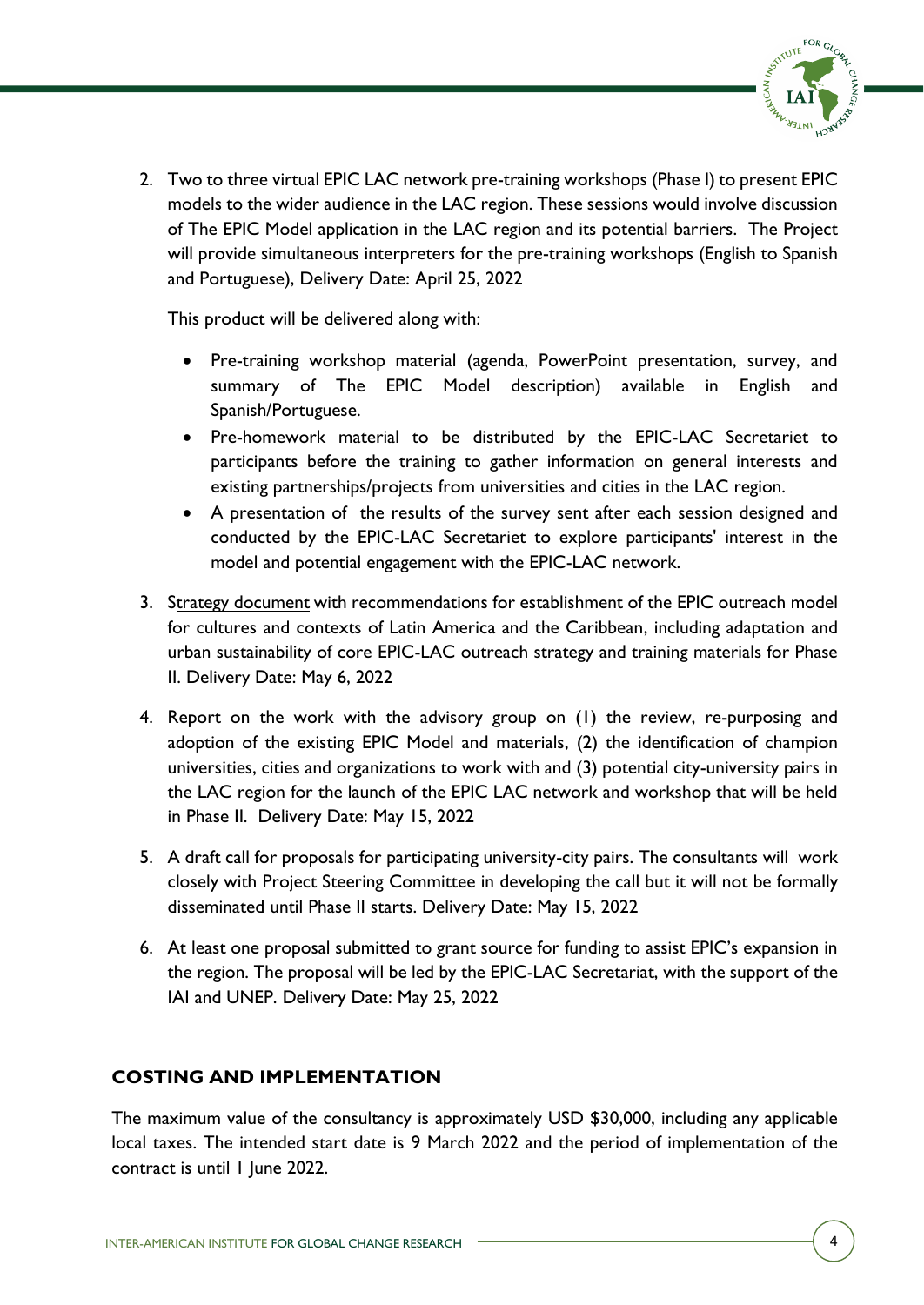2. Two to three virtual EPIC LAC network pre-training workshops (Phase I) to present EPIC models to the wider audience in the LAC region. These sessions would involve discussion of The EPIC Model application in the LAC region and its potential barriers. The Project will provide simultaneous interpreters for the pre-training workshops (English to Spanish and Portuguese), Delivery Date: April 25, 2022

   This product will be delivered along with:

   - Pre-training workshop material (agenda, PowerPoint presentation, survey, and summary of The EPIC Model description) available in English and Spanish/Portuguese.
   - Pre-homework material to be distributed by the EPIC-LAC Secretariet to participants before the training to gather information on general interests and existing partnerships/projects from universities and cities in the LAC region.
   - A presentation of the results of the survey sent after each session designed and conducted by the EPIC-LAC Secretariet to explore participants' interest in the model and potential engagement with the EPIC-LAC network.

3. Strategy document with recommendations for establishment of the EPIC outreach model for cultures and contexts of Latin America and the Caribbean, including adaptation and urban sustainability of core EPIC-LAC outreach strategy and training materials for Phase II. Delivery Date: May 6, 2022

4. Report on the work with the advisory group on (1) the review, re-purposing and adoption of the existing EPIC Model and materials, (2) the identification of champion universities, cities and organizations to work with and (3) potential city-university pairs in the LAC region for the launch of the EPIC LAC network and workshop that will be held in Phase II. Delivery Date: May 15, 2022

5. A draft call for proposals for participating university-city pairs. The consultants will work closely with Project Steering Committee in developing the call but it will not be formally disseminated until Phase II starts. Delivery Date: May 15, 2022

6. At least one proposal submitted to grant source for funding to assist EPIC's expansion in the region. The proposal will be led by the EPIC-LAC Secretariat, with the support of the IAI and UNEP. Delivery Date: May 25, 2022

## COSTING AND IMPLEMENTATION

The maximum value of the consultancy is approximately USD $30,000, including any applicable local taxes. The intended start date is 9 March 2022 and the period of implementation of the contract is until 1 June 2022.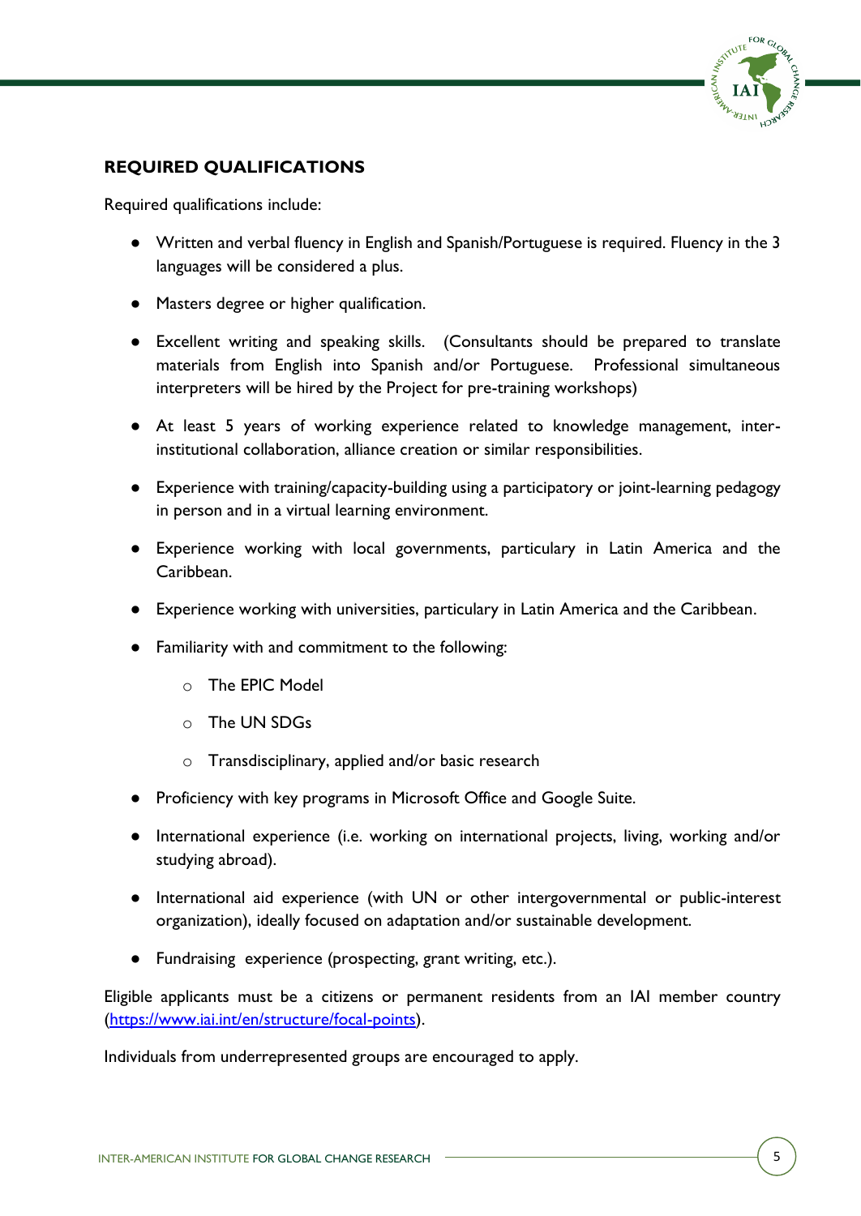## REQUIRED QUALIFICATIONS

Required qualifications include:

- Written and verbal fluency in English and Spanish/Portuguese is required. Fluency in the 3 languages will be considered a plus.
- Masters degree or higher qualification.
- Excellent writing and speaking skills. (Consultants should be prepared to translate materials from English into Spanish and/or Portuguese. Professional simultaneous interpreters will be hired by the Project for pre-training workshops)
- At least 5 years of working experience related to knowledge management, inter-institutional collaboration, alliance creation or similar responsibilities.
- Experience with training/capacity-building using a participatory or joint-learning pedagogy in person and in a virtual learning environment.
- Experience working with local governments, particulary in Latin America and the Caribbean.
- Experience working with universities, particulary in Latin America and the Caribbean.
- Familiarity with and commitment to the following:
  - The EPIC Model
  - The UN SDGs
  - Transdisciplinary, applied and/or basic research
- Proficiency with key programs in Microsoft Office and Google Suite.
- International experience (i.e. working on international projects, living, working and/or studying abroad).
- International aid experience (with UN or other intergovernmental or public-interest organization), ideally focused on adaptation and/or sustainable development.
- Fundraising experience (prospecting, grant writing, etc.).

Eligible applicants must be a citizens or permanent residents from an IAI member country ([https://www.iai.int/en/structure/focal-points](https://www.iai.int/en/structure/focal-points)).

Individuals from underrepresented groups are encouraged to apply.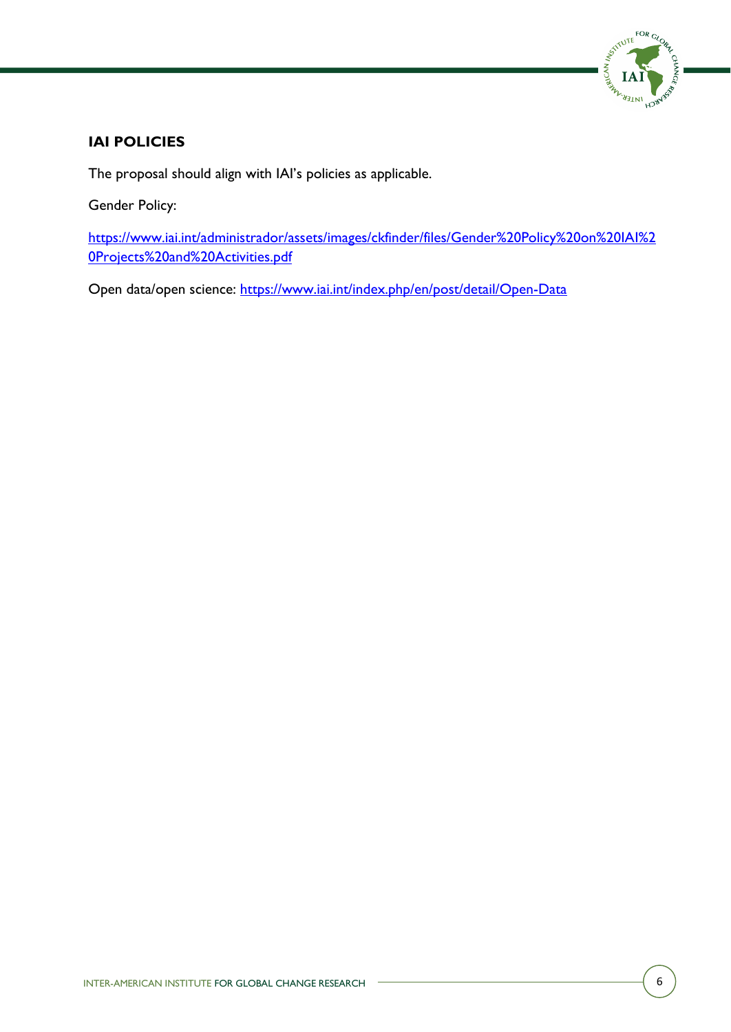## IAI POLICIES

The proposal should align with IAI's policies as applicable.

Gender Policy:

https://www.iai.int/administrador/assets/images/ckfinder/files/Gender%20Policy%20on%20IAI%20Projects%20and%20Activities.pdf

Open data/open science: https://www.iai.int/index.php/en/post/detail/Open-Data